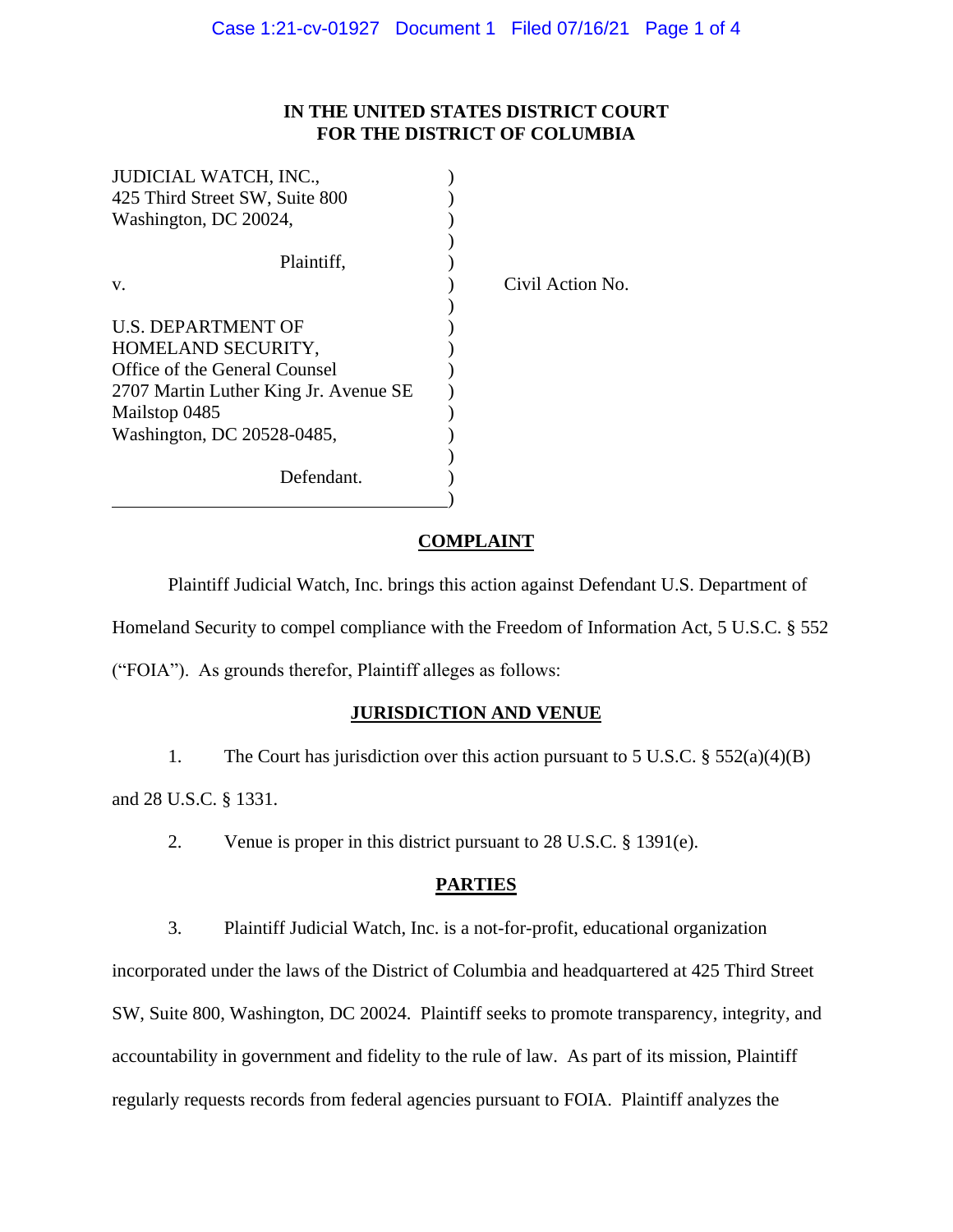**IN THE UNITED STATES DISTRICT COURT**
**FOR THE DISTRICT OF COLUMBIA**

| | | |
|---|---|---|
| JUDICIAL WATCH, INC.,<br>425 Third Street SW, Suite 800<br>Washington, DC 20024,<br><br>Plaintiff, | ) | |
| v. | ) | Civil Action No. |
| U.S. DEPARTMENT OF<br>HOMELAND SECURITY,<br>Office of the General Counsel<br>2707 Martin Luther King Jr. Avenue SE<br>Mailstop 0485<br>Washington, DC 20528-0485,<br><br>Defendant. | ) | |

## COMPLAINT

Plaintiff Judicial Watch, Inc. brings this action against Defendant U.S. Department of Homeland Security to compel compliance with the Freedom of Information Act, 5 U.S.C. § 552 ("FOIA"). As grounds therefor, Plaintiff alleges as follows:

## JURISDICTION AND VENUE

1. The Court has jurisdiction over this action pursuant to 5 U.S.C. § 552(a)(4)(B) and 28 U.S.C. § 1331.

2. Venue is proper in this district pursuant to 28 U.S.C. § 1391(e).

## PARTIES

3. Plaintiff Judicial Watch, Inc. is a not-for-profit, educational organization incorporated under the laws of the District of Columbia and headquartered at 425 Third Street SW, Suite 800, Washington, DC 20024. Plaintiff seeks to promote transparency, integrity, and accountability in government and fidelity to the rule of law. As part of its mission, Plaintiff regularly requests records from federal agencies pursuant to FOIA. Plaintiff analyzes the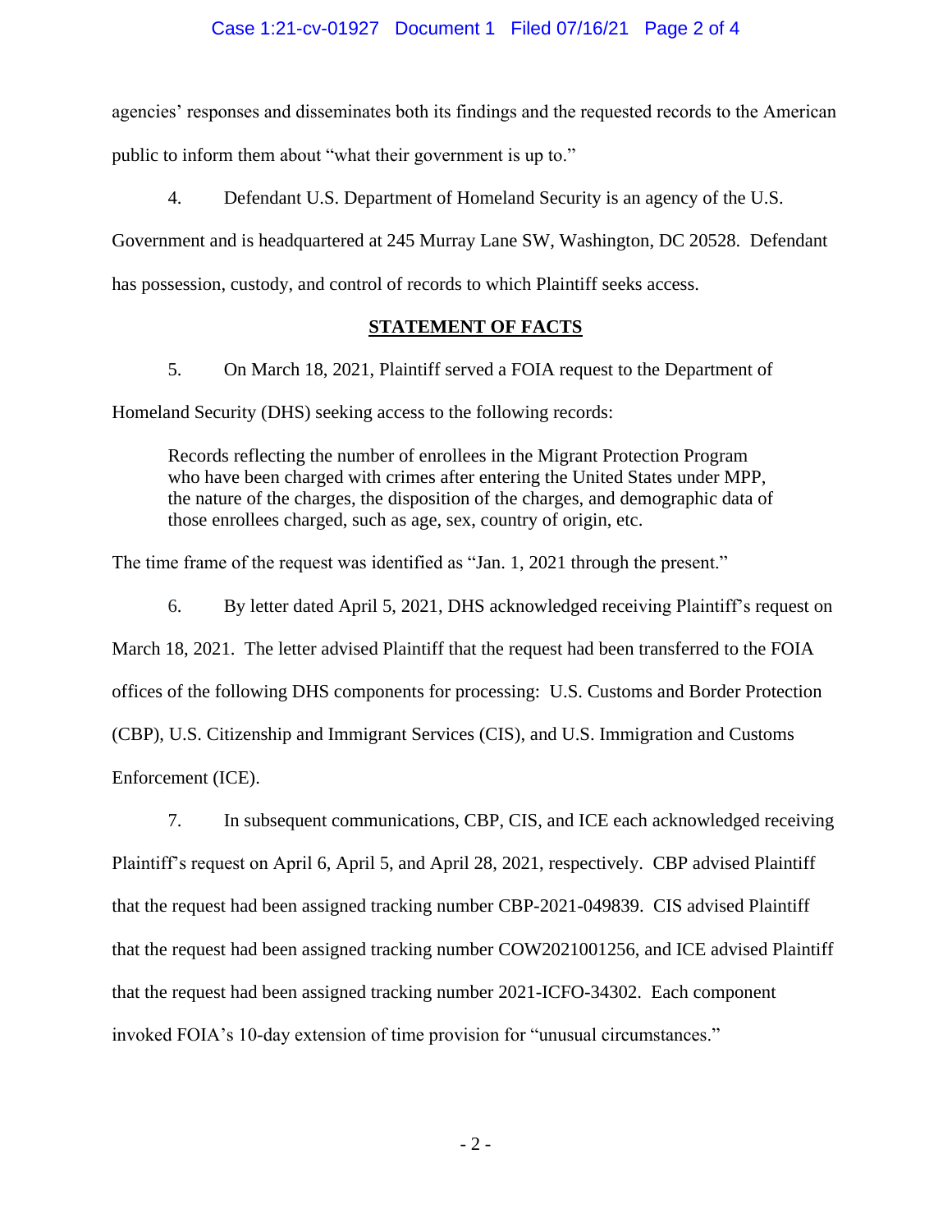agencies' responses and disseminates both its findings and the requested records to the American public to inform them about "what their government is up to."

4. Defendant U.S. Department of Homeland Security is an agency of the U.S. Government and is headquartered at 245 Murray Lane SW, Washington, DC 20528. Defendant has possession, custody, and control of records to which Plaintiff seeks access.

## STATEMENT OF FACTS

5. On March 18, 2021, Plaintiff served a FOIA request to the Department of Homeland Security (DHS) seeking access to the following records:

> Records reflecting the number of enrollees in the Migrant Protection Program who have been charged with crimes after entering the United States under MPP, the nature of the charges, the disposition of the charges, and demographic data of those enrollees charged, such as age, sex, country of origin, etc.

The time frame of the request was identified as "Jan. 1, 2021 through the present."

6. By letter dated April 5, 2021, DHS acknowledged receiving Plaintiff's request on March 18, 2021. The letter advised Plaintiff that the request had been transferred to the FOIA offices of the following DHS components for processing: U.S. Customs and Border Protection (CBP), U.S. Citizenship and Immigrant Services (CIS), and U.S. Immigration and Customs Enforcement (ICE).

7. In subsequent communications, CBP, CIS, and ICE each acknowledged receiving Plaintiff's request on April 6, April 5, and April 28, 2021, respectively. CBP advised Plaintiff that the request had been assigned tracking number CBP-2021-049839. CIS advised Plaintiff that the request had been assigned tracking number COW2021001256, and ICE advised Plaintiff that the request had been assigned tracking number 2021-ICFO-34302. Each component invoked FOIA's 10-day extension of time provision for "unusual circumstances."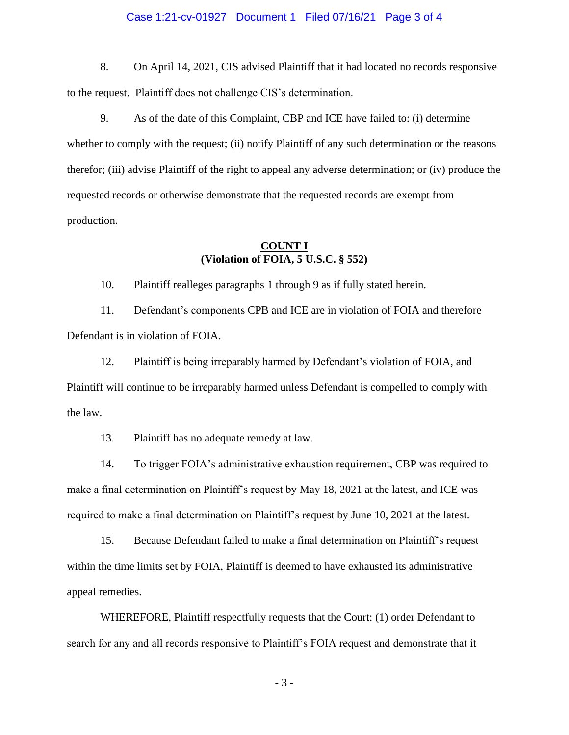8. On April 14, 2021, CIS advised Plaintiff that it had located no records responsive to the request. Plaintiff does not challenge CIS's determination.

9. As of the date of this Complaint, CBP and ICE have failed to: (i) determine whether to comply with the request; (ii) notify Plaintiff of any such determination or the reasons therefor; (iii) advise Plaintiff of the right to appeal any adverse determination; or (iv) produce the requested records or otherwise demonstrate that the requested records are exempt from production.

**<u>COUNT I</u>**
**(Violation of FOIA, 5 U.S.C. § 552)**

10. Plaintiff realleges paragraphs 1 through 9 as if fully stated herein.

11. Defendant's components CPB and ICE are in violation of FOIA and therefore Defendant is in violation of FOIA.

12. Plaintiff is being irreparably harmed by Defendant's violation of FOIA, and Plaintiff will continue to be irreparably harmed unless Defendant is compelled to comply with the law.

13. Plaintiff has no adequate remedy at law.

14. To trigger FOIA's administrative exhaustion requirement, CBP was required to make a final determination on Plaintiff's request by May 18, 2021 at the latest, and ICE was required to make a final determination on Plaintiff's request by June 10, 2021 at the latest.

15. Because Defendant failed to make a final determination on Plaintiff's request within the time limits set by FOIA, Plaintiff is deemed to have exhausted its administrative appeal remedies.

WHEREFORE, Plaintiff respectfully requests that the Court: (1) order Defendant to search for any and all records responsive to Plaintiff's FOIA request and demonstrate that it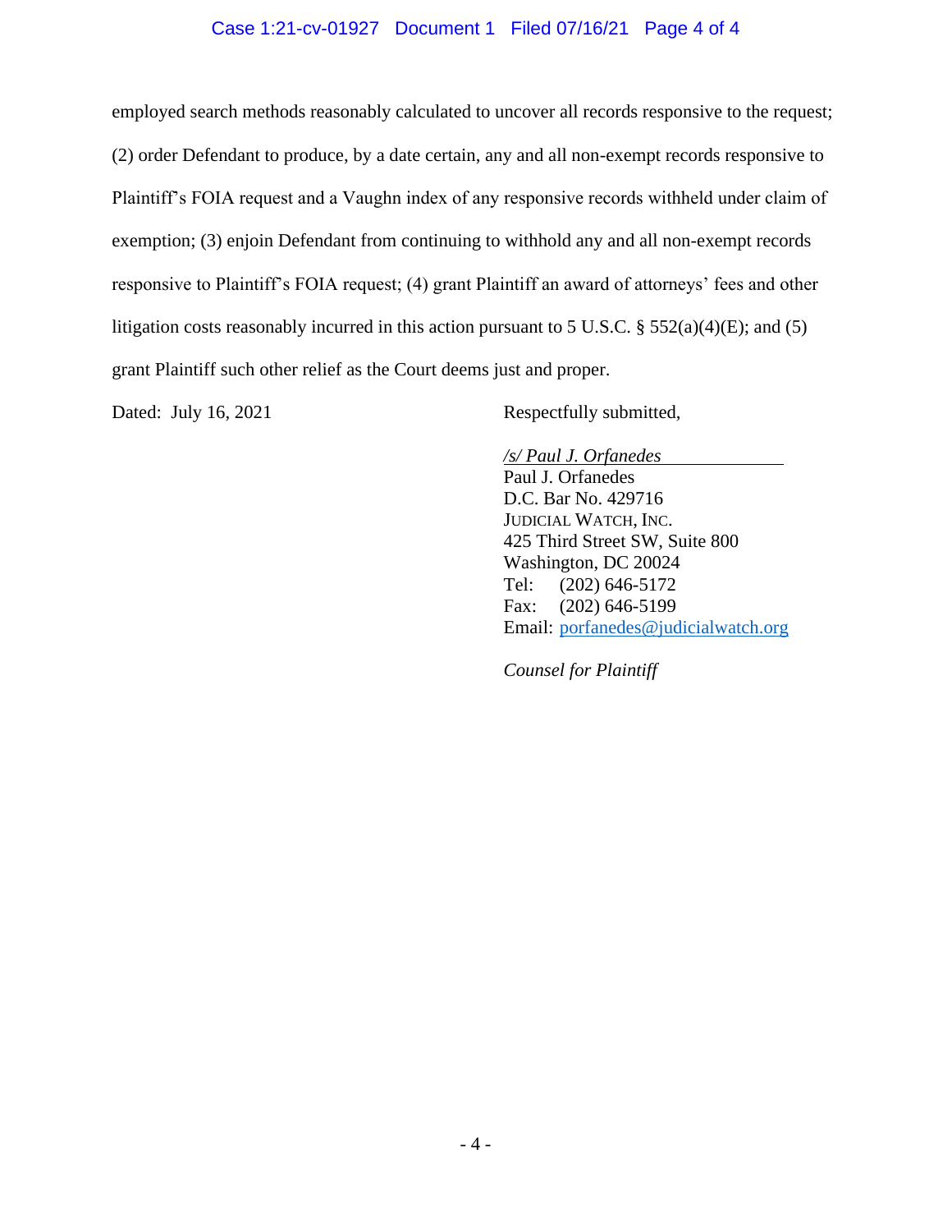employed search methods reasonably calculated to uncover all records responsive to the request; (2) order Defendant to produce, by a date certain, any and all non-exempt records responsive to Plaintiff's FOIA request and a Vaughn index of any responsive records withheld under claim of exemption; (3) enjoin Defendant from continuing to withhold any and all non-exempt records responsive to Plaintiff's FOIA request; (4) grant Plaintiff an award of attorneys' fees and other litigation costs reasonably incurred in this action pursuant to 5 U.S.C. § 552(a)(4)(E); and (5) grant Plaintiff such other relief as the Court deems just and proper.

Dated: July 16, 2021

Respectfully submitted,

*/s/ Paul J. Orfanedes*
Paul J. Orfanedes
D.C. Bar No. 429716
JUDICIAL WATCH, INC.
425 Third Street SW, Suite 800
Washington, DC 20024
Tel: (202) 646-5172
Fax: (202) 646-5199
Email: porfanedes@judicialwatch.org

*Counsel for Plaintiff*